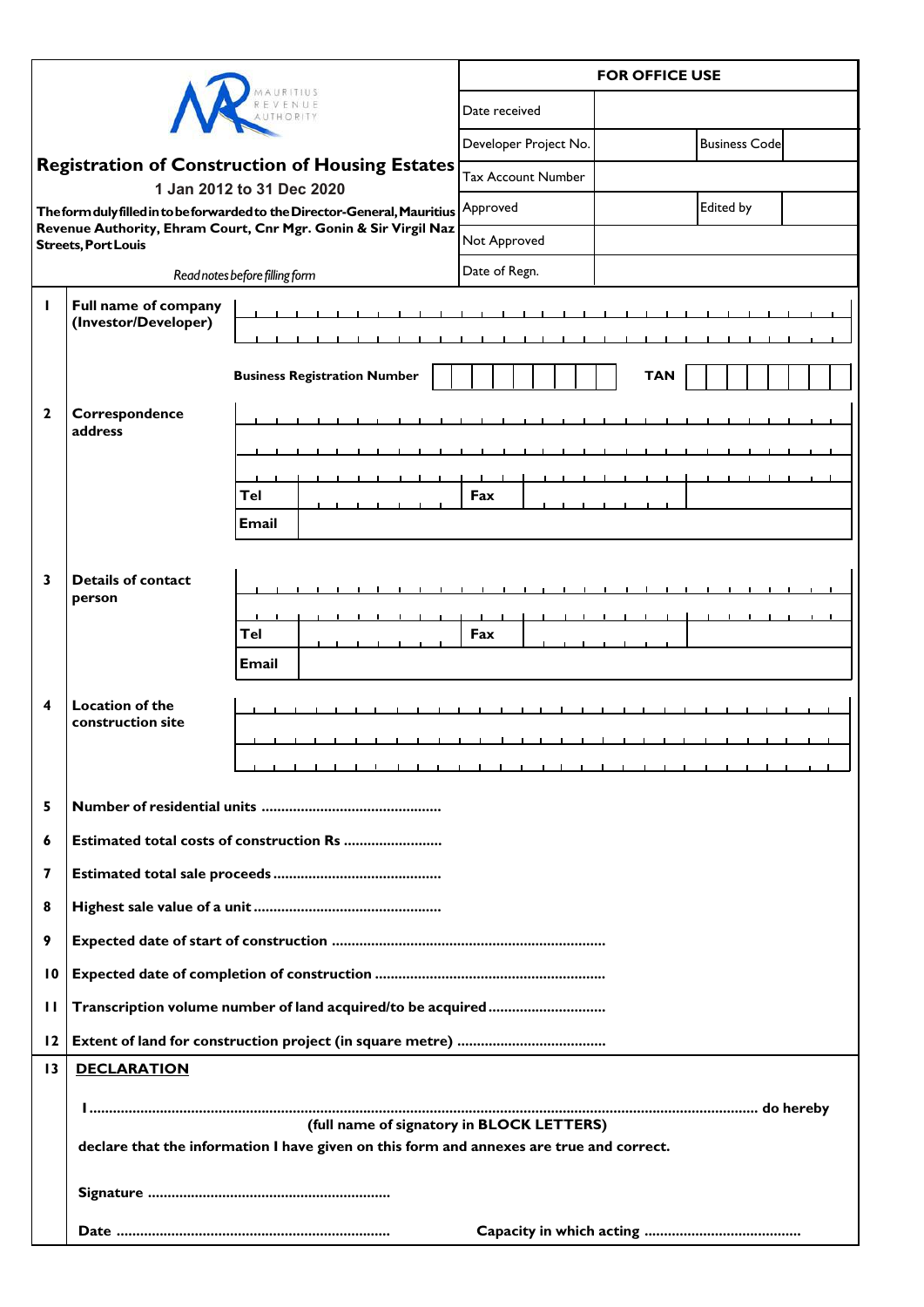MAURITIUS REVENUE AUTHORITY

# Registration of Construction of Housing Estates

**1 Jan 2012 to 31 Dec 2020**

**The form duly filled in to be forwarded to the Director-General, Mauritius Revenue Authority, Ehram Court, Cnr Mgr. Gonin & Sir Virgil Naz Streets, Port Louis**

*Read notes before filling form*

| FOR OFFICE USE | | | |
|---|---|---|---|
| Date received | | | |
| Developer Project No. | | Business Code | |
| Tax Account Number | | | |
| Approved | | Edited by | |
| Not Approved | | | |
| Date of Regn. | | | |

**1 Full name of company (Investor/Developer)**

**Business Registration Number** | **TAN**

**2 Correspondence address**

**Tel** | **Fax**

**Email**

**3 Details of contact person**

**Tel** | **Fax**

**Email**

**4 Location of the construction site**

**5 Number of residential units** ..............................................

**6 Estimated total costs of construction Rs** .........................

**7 Estimated total sale proceeds** ............................................

**8 Highest sale value of a unit** ................................................

**9 Expected date of start of construction** .....................................................................

**10 Expected date of completion of construction** ...........................................................

**11 Transcription volume number of land acquired/to be acquired** .............................

**12 Extent of land for construction project (in square metre)** ......................................

**13 DECLARATION**

**I** ........................................................................................................................................................... **do hereby**

**(full name of signatory in BLOCK LETTERS)**

**declare that the information I have given on this form and annexes are true and correct.**

**Signature** .............................................................

**Date** .....................................................................  **Capacity in which acting** .......................................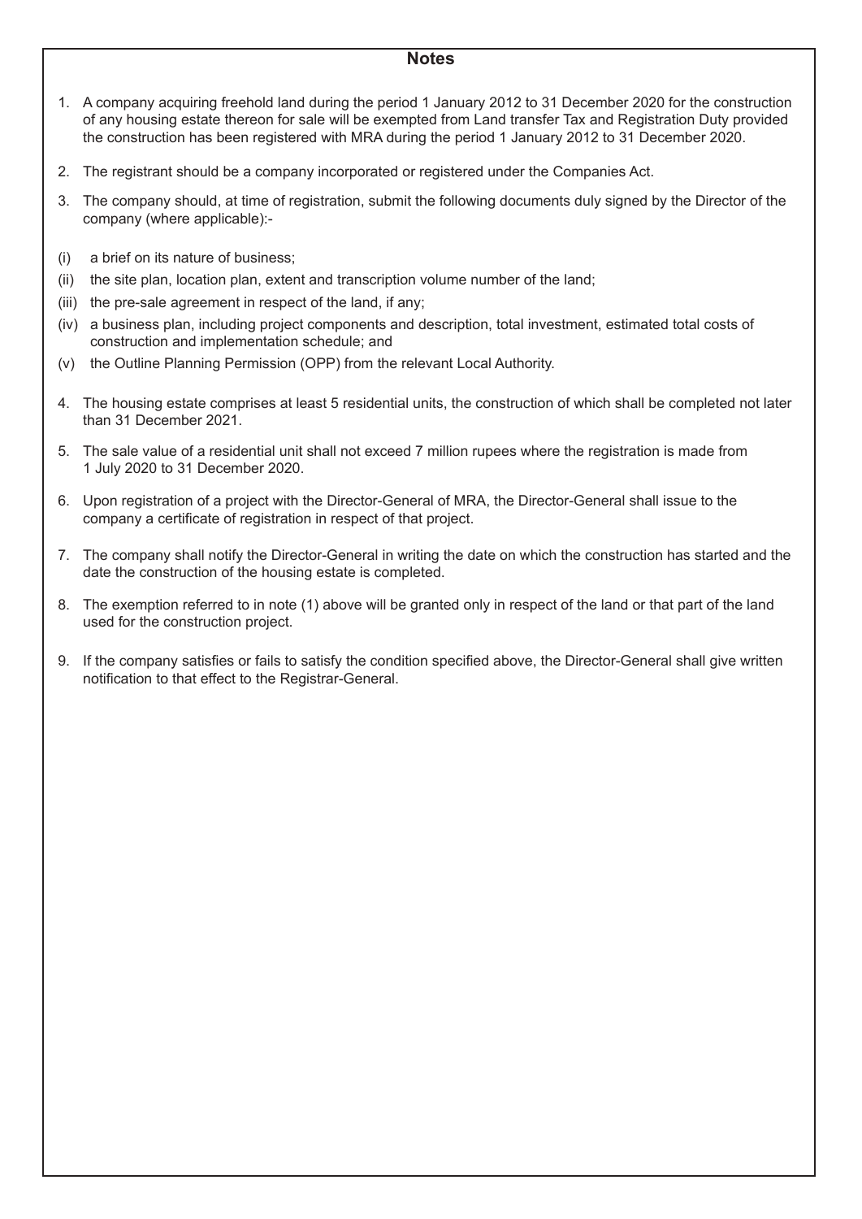## Notes

1. A company acquiring freehold land during the period 1 January 2012 to 31 December 2020 for the construction of any housing estate thereon for sale will be exempted from Land transfer Tax and Registration Duty provided the construction has been registered with MRA during the period 1 January 2012 to 31 December 2020.

2. The registrant should be a company incorporated or registered under the Companies Act.

3. The company should, at time of registration, submit the following documents duly signed by the Director of the company (where applicable):-

(i) a brief on its nature of business;

(ii) the site plan, location plan, extent and transcription volume number of the land;

(iii) the pre-sale agreement in respect of the land, if any;

(iv) a business plan, including project components and description, total investment, estimated total costs of construction and implementation schedule; and

(v) the Outline Planning Permission (OPP) from the relevant Local Authority.

4. The housing estate comprises at least 5 residential units, the construction of which shall be completed not later than 31 December 2021.

5. The sale value of a residential unit shall not exceed 7 million rupees where the registration is made from 1 July 2020 to 31 December 2020.

6. Upon registration of a project with the Director-General of MRA, the Director-General shall issue to the company a certificate of registration in respect of that project.

7. The company shall notify the Director-General in writing the date on which the construction has started and the date the construction of the housing estate is completed.

8. The exemption referred to in note (1) above will be granted only in respect of the land or that part of the land used for the construction project.

9. If the company satisfies or fails to satisfy the condition specified above, the Director-General shall give written notification to that effect to the Registrar-General.